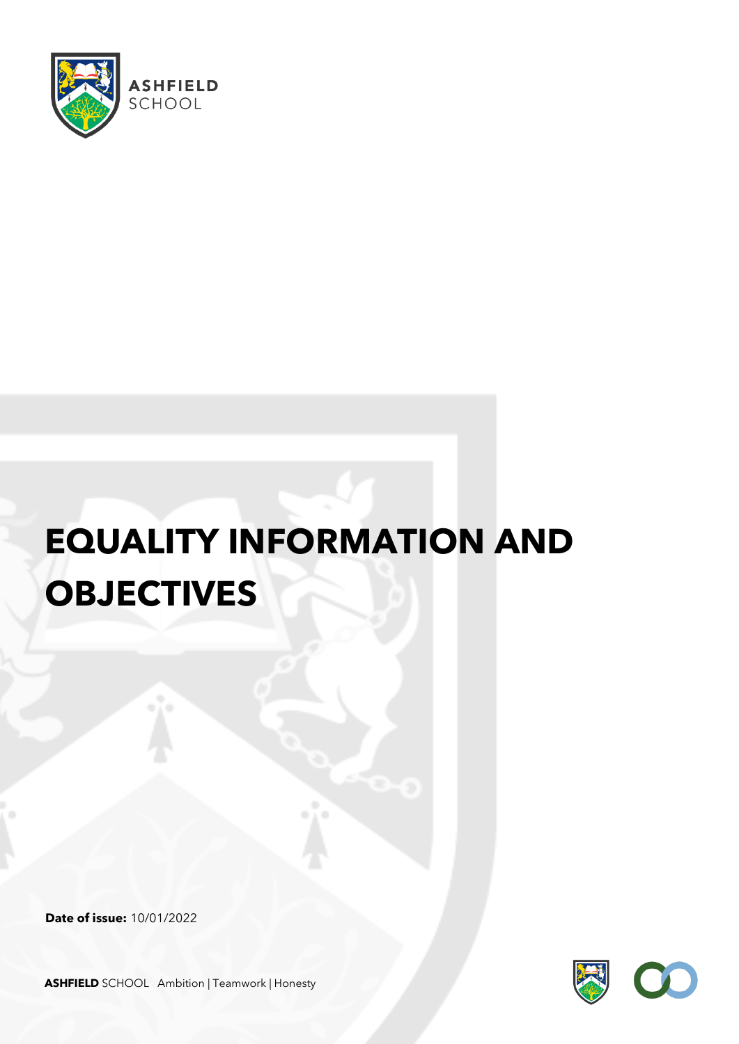ASHFIELD SCHOOL

# EQUALITY INFORMATION AND OBJECTIVES

**Date of issue:** 10/01/2022

**ASHFIELD** SCHOOL Ambition | Teamwork | Honesty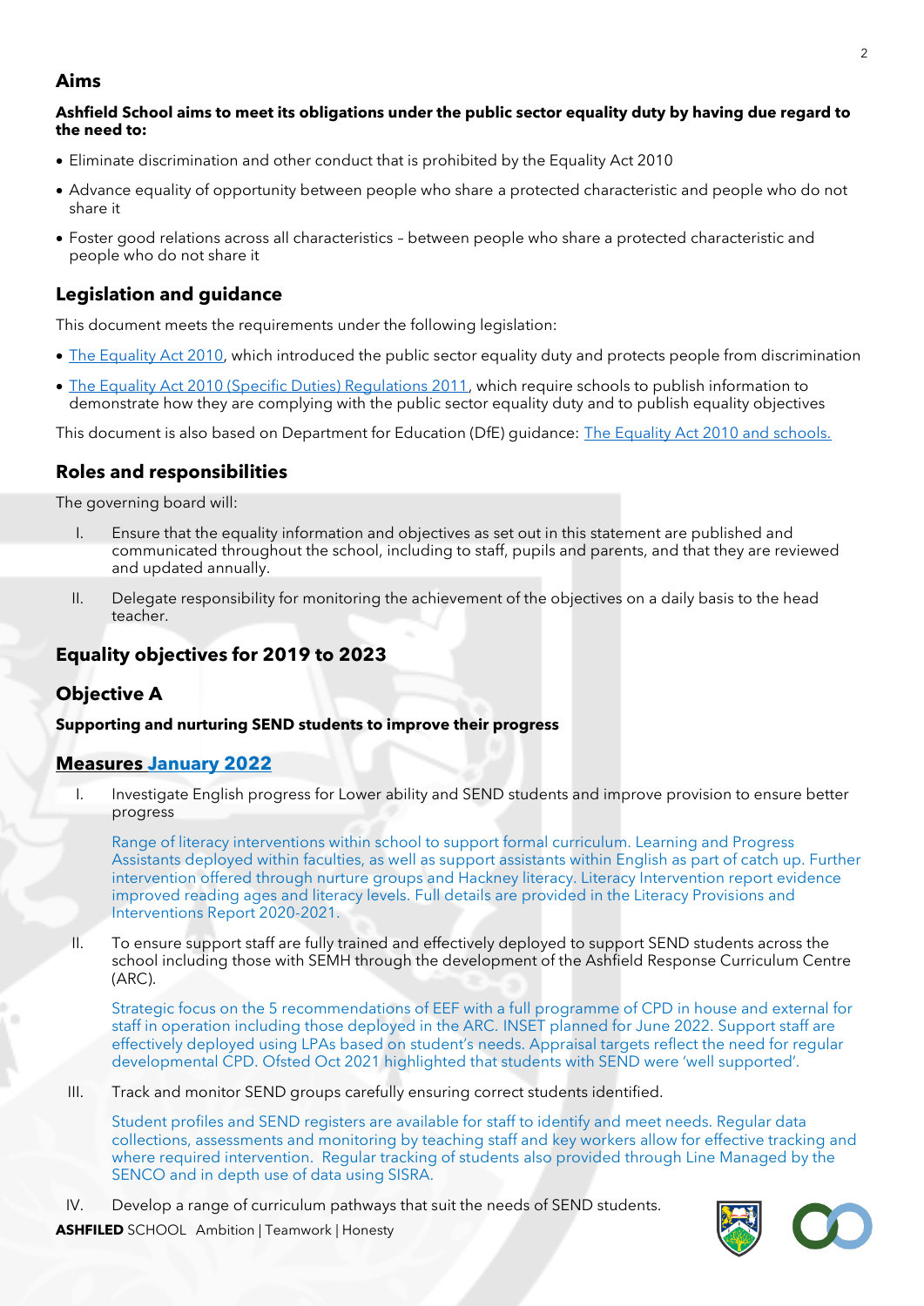## Aims

**Ashfield School aims to meet its obligations under the public sector equality duty by having due regard to the need to:**

- Eliminate discrimination and other conduct that is prohibited by the Equality Act 2010
- Advance equality of opportunity between people who share a protected characteristic and people who do not share it
- Foster good relations across all characteristics – between people who share a protected characteristic and people who do not share it

## Legislation and guidance

This document meets the requirements under the following legislation:

- The Equality Act 2010, which introduced the public sector equality duty and protects people from discrimination
- The Equality Act 2010 (Specific Duties) Regulations 2011, which require schools to publish information to demonstrate how they are complying with the public sector equality duty and to publish equality objectives

This document is also based on Department for Education (DfE) guidance: The Equality Act 2010 and schools.

## Roles and responsibilities

The governing board will:

I. Ensure that the equality information and objectives as set out in this statement are published and communicated throughout the school, including to staff, pupils and parents, and that they are reviewed and updated annually.

II. Delegate responsibility for monitoring the achievement of the objectives on a daily basis to the head teacher.

## Equality objectives for 2019 to 2023

## Objective A

**Supporting and nurturing SEND students to improve their progress**

### Measures January 2022

I. Investigate English progress for Lower ability and SEND students and improve provision to ensure better progress

   Range of literacy interventions within school to support formal curriculum. Learning and Progress Assistants deployed within faculties, as well as support assistants within English as part of catch up. Further intervention offered through nurture groups and Hackney literacy. Literacy Intervention report evidence improved reading ages and literacy levels. Full details are provided in the Literacy Provisions and Interventions Report 2020-2021.

II. To ensure support staff are fully trained and effectively deployed to support SEND students across the school including those with SEMH through the development of the Ashfield Response Curriculum Centre (ARC).

   Strategic focus on the 5 recommendations of EEF with a full programme of CPD in house and external for staff in operation including those deployed in the ARC. INSET planned for June 2022. Support staff are effectively deployed using LPAs based on student's needs. Appraisal targets reflect the need for regular developmental CPD. Ofsted Oct 2021 highlighted that students with SEND were 'well supported'.

III. Track and monitor SEND groups carefully ensuring correct students identified.

   Student profiles and SEND registers are available for staff to identify and meet needs. Regular data collections, assessments and monitoring by teaching staff and key workers allow for effective tracking and where required intervention. Regular tracking of students also provided through Line Managed by the SENCO and in depth use of data using SISRA.

IV. Develop a range of curriculum pathways that suit the needs of SEND students.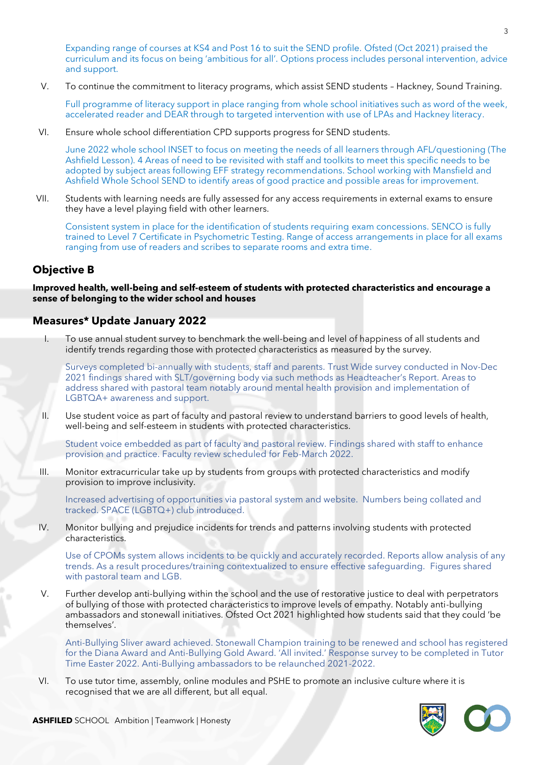Expanding range of courses at KS4 and Post 16 to suit the SEND profile. Ofsted (Oct 2021) praised the curriculum and its focus on being 'ambitious for all'. Options process includes personal intervention, advice and support.

V. To continue the commitment to literacy programs, which assist SEND students – Hackney, Sound Training.

Full programme of literacy support in place ranging from whole school initiatives such as word of the week, accelerated reader and DEAR through to targeted intervention with use of LPAs and Hackney literacy.

VI. Ensure whole school differentiation CPD supports progress for SEND students.

June 2022 whole school INSET to focus on meeting the needs of all learners through AFL/questioning (The Ashfield Lesson). 4 Areas of need to be revisited with staff and toolkits to meet this specific needs to be adopted by subject areas following EFF strategy recommendations. School working with Mansfield and Ashfield Whole School SEND to identify areas of good practice and possible areas for improvement.

VII. Students with learning needs are fully assessed for any access requirements in external exams to ensure they have a level playing field with other learners.

Consistent system in place for the identification of students requiring exam concessions. SENCO is fully trained to Level 7 Certificate in Psychometric Testing. Range of access arrangements in place for all exams ranging from use of readers and scribes to separate rooms and extra time.

## Objective B

**Improved health, well-being and self-esteem of students with protected characteristics and encourage a sense of belonging to the wider school and houses**

## Measures* Update January 2022

I. To use annual student survey to benchmark the well-being and level of happiness of all students and identify trends regarding those with protected characteristics as measured by the survey.

Surveys completed bi-annually with students, staff and parents. Trust Wide survey conducted in Nov-Dec 2021 findings shared with SLT/governing body via such methods as Headteacher's Report. Areas to address shared with pastoral team notably around mental health provision and implementation of LGBTQA+ awareness and support.

II. Use student voice as part of faculty and pastoral review to understand barriers to good levels of health, well-being and self-esteem in students with protected characteristics.

Student voice embedded as part of faculty and pastoral review. Findings shared with staff to enhance provision and practice. Faculty review scheduled for Feb-March 2022.

III. Monitor extracurricular take up by students from groups with protected characteristics and modify provision to improve inclusivity.

Increased advertising of opportunities via pastoral system and website. Numbers being collated and tracked. SPACE (LGBTQ+) club introduced.

IV. Monitor bullying and prejudice incidents for trends and patterns involving students with protected characteristics.

Use of CPOMs system allows incidents to be quickly and accurately recorded. Reports allow analysis of any trends. As a result procedures/training contextualized to ensure effective safeguarding. Figures shared with pastoral team and LGB.

V. Further develop anti-bullying within the school and the use of restorative justice to deal with perpetrators of bullying of those with protected characteristics to improve levels of empathy. Notably anti-bullying ambassadors and stonewall initiatives. Ofsted Oct 2021 highlighted how students said that they could 'be themselves'.

Anti-Bullying Sliver award achieved. Stonewall Champion training to be renewed and school has registered for the Diana Award and Anti-Bullying Gold Award. 'All invited.' Response survey to be completed in Tutor Time Easter 2022. Anti-Bullying ambassadors to be relaunched 2021-2022.

VI. To use tutor time, assembly, online modules and PSHE to promote an inclusive culture where it is recognised that we are all different, but all equal.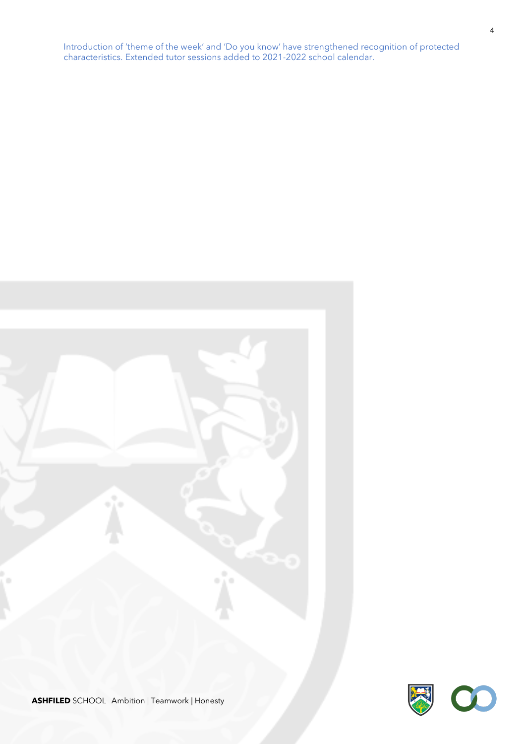Introduction of 'theme of the week' and 'Do you know' have strengthened recognition of protected characteristics. Extended tutor sessions added to 2021-2022 school calendar.